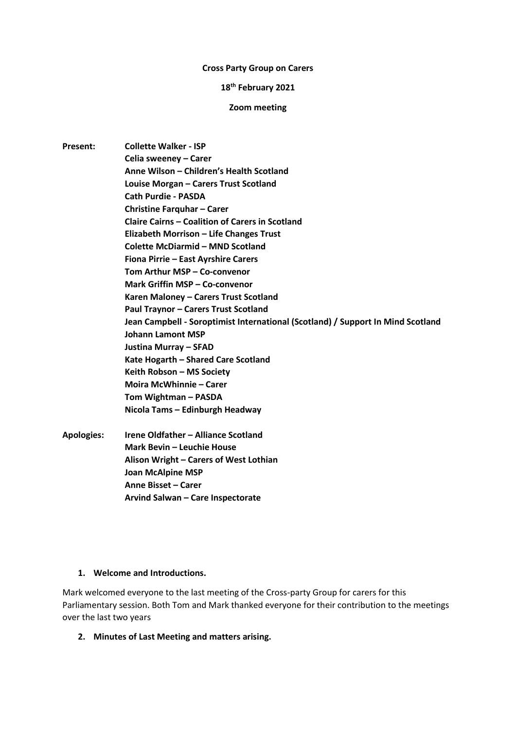**Cross Party Group on Carers**

**18th February 2021**

**Zoom meeting**

**Present:**

**Collette Walker - ISP**
**Celia sweeney – Carer**
**Anne Wilson – Children's Health Scotland**
**Louise Morgan – Carers Trust Scotland**
**Cath Purdie - PASDA**
**Christine Farquhar – Carer**
**Claire Cairns – Coalition of Carers in Scotland**
**Elizabeth Morrison – Life Changes Trust**
**Colette McDiarmid – MND Scotland**
**Fiona Pirrie – East Ayrshire Carers**
**Tom Arthur MSP – Co-convenor**
**Mark Griffin MSP – Co-convenor**
**Karen Maloney – Carers Trust Scotland**
**Paul Traynor – Carers Trust Scotland**
**Jean Campbell - Soroptimist International (Scotland) / Support In Mind Scotland**
**Johann Lamont MSP**
**Justina Murray – SFAD**
**Kate Hogarth – Shared Care Scotland**
**Keith Robson – MS Society**
**Moira McWhinnie – Carer**
**Tom Wightman – PASDA**
**Nicola Tams – Edinburgh Headway**

**Apologies:**

**Irene Oldfather – Alliance Scotland**
**Mark Bevin – Leuchie House**
**Alison Wright – Carers of West Lothian**
**Joan McAlpine MSP**
**Anne Bisset – Carer**
**Arvind Salwan – Care Inspectorate**

1. **Welcome and Introductions.**

Mark welcomed everyone to the last meeting of the Cross-party Group for carers for this Parliamentary session. Both Tom and Mark thanked everyone for their contribution to the meetings over the last two years

2. **Minutes of Last Meeting and matters arising.**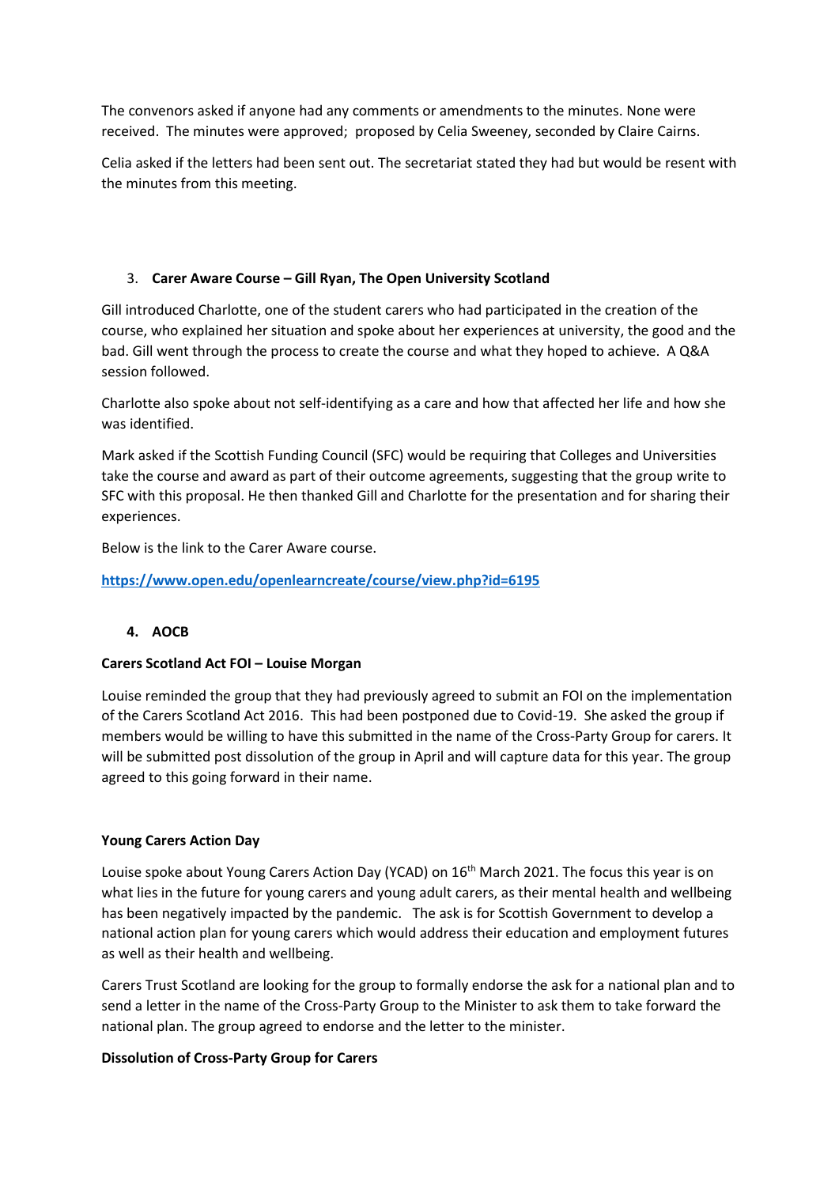The convenors asked if anyone had any comments or amendments to the minutes. None were received. The minutes were approved; proposed by Celia Sweeney, seconded by Claire Cairns.

Celia asked if the letters had been sent out. The secretariat stated they had but would be resent with the minutes from this meeting.

3. **Carer Aware Course – Gill Ryan, The Open University Scotland**

Gill introduced Charlotte, one of the student carers who had participated in the creation of the course, who explained her situation and spoke about her experiences at university, the good and the bad. Gill went through the process to create the course and what they hoped to achieve. A Q&A session followed.

Charlotte also spoke about not self-identifying as a care and how that affected her life and how she was identified.

Mark asked if the Scottish Funding Council (SFC) would be requiring that Colleges and Universities take the course and award as part of their outcome agreements, suggesting that the group write to SFC with this proposal. He then thanked Gill and Charlotte for the presentation and for sharing their experiences.

Below is the link to the Carer Aware course.

**https://www.open.edu/openlearncreate/course/view.php?id=6195**

4. **AOCB**

**Carers Scotland Act FOI – Louise Morgan**

Louise reminded the group that they had previously agreed to submit an FOI on the implementation of the Carers Scotland Act 2016. This had been postponed due to Covid-19. She asked the group if members would be willing to have this submitted in the name of the Cross-Party Group for carers. It will be submitted post dissolution of the group in April and will capture data for this year. The group agreed to this going forward in their name.

**Young Carers Action Day**

Louise spoke about Young Carers Action Day (YCAD) on 16th March 2021. The focus this year is on what lies in the future for young carers and young adult carers, as their mental health and wellbeing has been negatively impacted by the pandemic. The ask is for Scottish Government to develop a national action plan for young carers which would address their education and employment futures as well as their health and wellbeing.

Carers Trust Scotland are looking for the group to formally endorse the ask for a national plan and to send a letter in the name of the Cross-Party Group to the Minister to ask them to take forward the national plan. The group agreed to endorse and the letter to the minister.

**Dissolution of Cross-Party Group for Carers**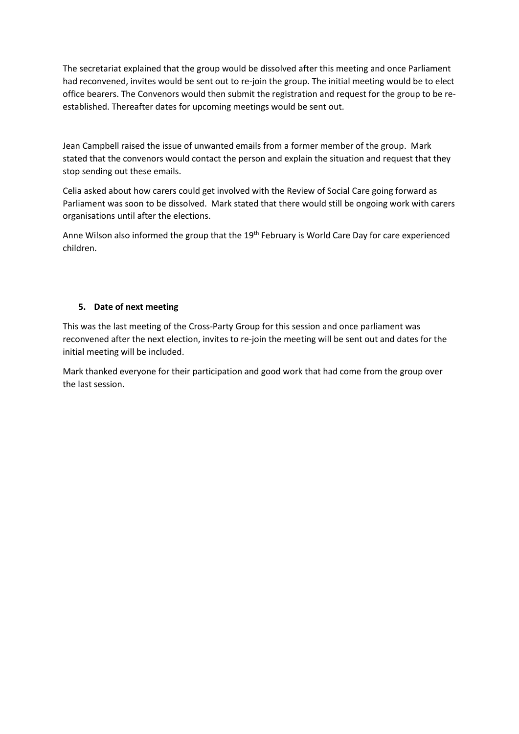The secretariat explained that the group would be dissolved after this meeting and once Parliament had reconvened, invites would be sent out to re-join the group. The initial meeting would be to elect office bearers. The Convenors would then submit the registration and request for the group to be re-established. Thereafter dates for upcoming meetings would be sent out.

Jean Campbell raised the issue of unwanted emails from a former member of the group. Mark stated that the convenors would contact the person and explain the situation and request that they stop sending out these emails.

Celia asked about how carers could get involved with the Review of Social Care going forward as Parliament was soon to be dissolved. Mark stated that there would still be ongoing work with carers organisations until after the elections.

Anne Wilson also informed the group that the 19th February is World Care Day for care experienced children.

**5. Date of next meeting**

This was the last meeting of the Cross-Party Group for this session and once parliament was reconvened after the next election, invites to re-join the meeting will be sent out and dates for the initial meeting will be included.

Mark thanked everyone for their participation and good work that had come from the group over the last session.